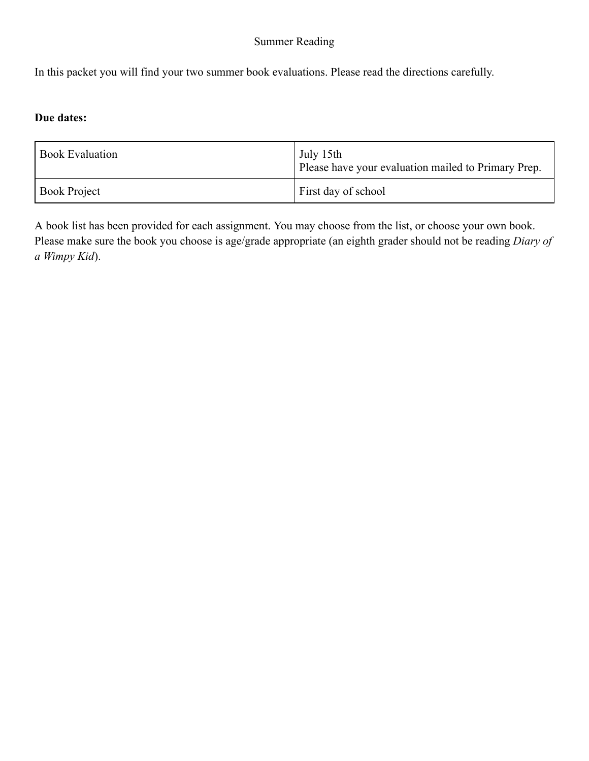# Summer Reading

In this packet you will find your two summer book evaluations. Please read the directions carefully.

**Due dates:**

| Book Evaluation | July 15th<br>Please have your evaluation mailed to Primary Prep. |
|---|---|
| Book Project | First day of school |

A book list has been provided for each assignment. You may choose from the list, or choose your own book. Please make sure the book you choose is age/grade appropriate (an eighth grader should not be reading *Diary of a Wimpy Kid*).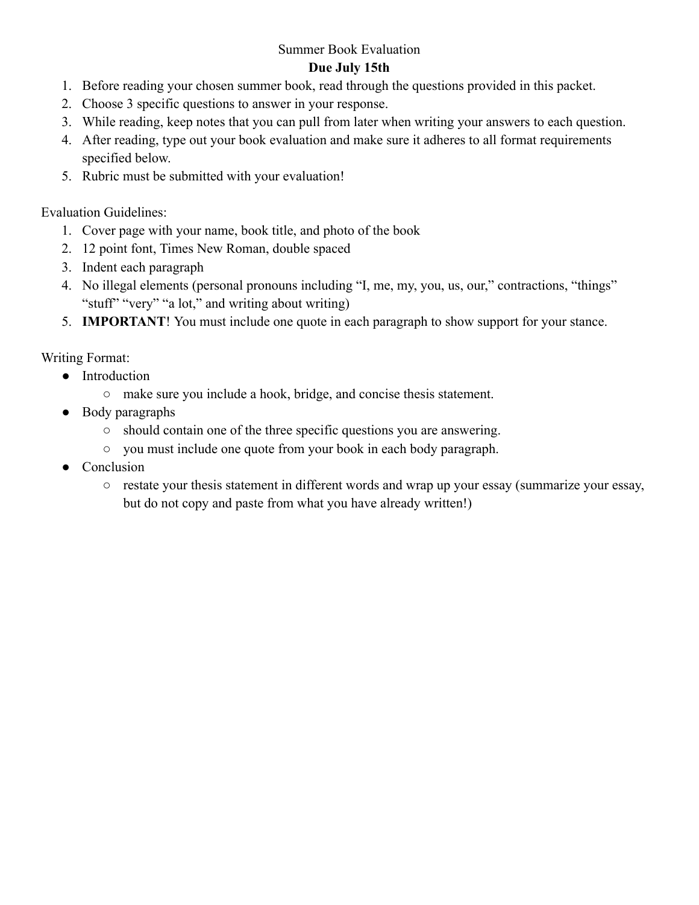# Summer Book Evaluation

## **Due July 15th**

1. Before reading your chosen summer book, read through the questions provided in this packet.
2. Choose 3 specific questions to answer in your response.
3. While reading, keep notes that you can pull from later when writing your answers to each question.
4. After reading, type out your book evaluation and make sure it adheres to all format requirements specified below.
5. Rubric must be submitted with your evaluation!

Evaluation Guidelines:

1. Cover page with your name, book title, and photo of the book
2. 12 point font, Times New Roman, double spaced
3. Indent each paragraph
4. No illegal elements (personal pronouns including "I, me, my, you, us, our," contractions, "things" "stuff" "very" "a lot," and writing about writing)
5. **IMPORTANT**! You must include one quote in each paragraph to show support for your stance.

Writing Format:

- Introduction
  - make sure you include a hook, bridge, and concise thesis statement.
- Body paragraphs
  - should contain one of the three specific questions you are answering.
  - you must include one quote from your book in each body paragraph.
- Conclusion
  - restate your thesis statement in different words and wrap up your essay (summarize your essay, but do not copy and paste from what you have already written!)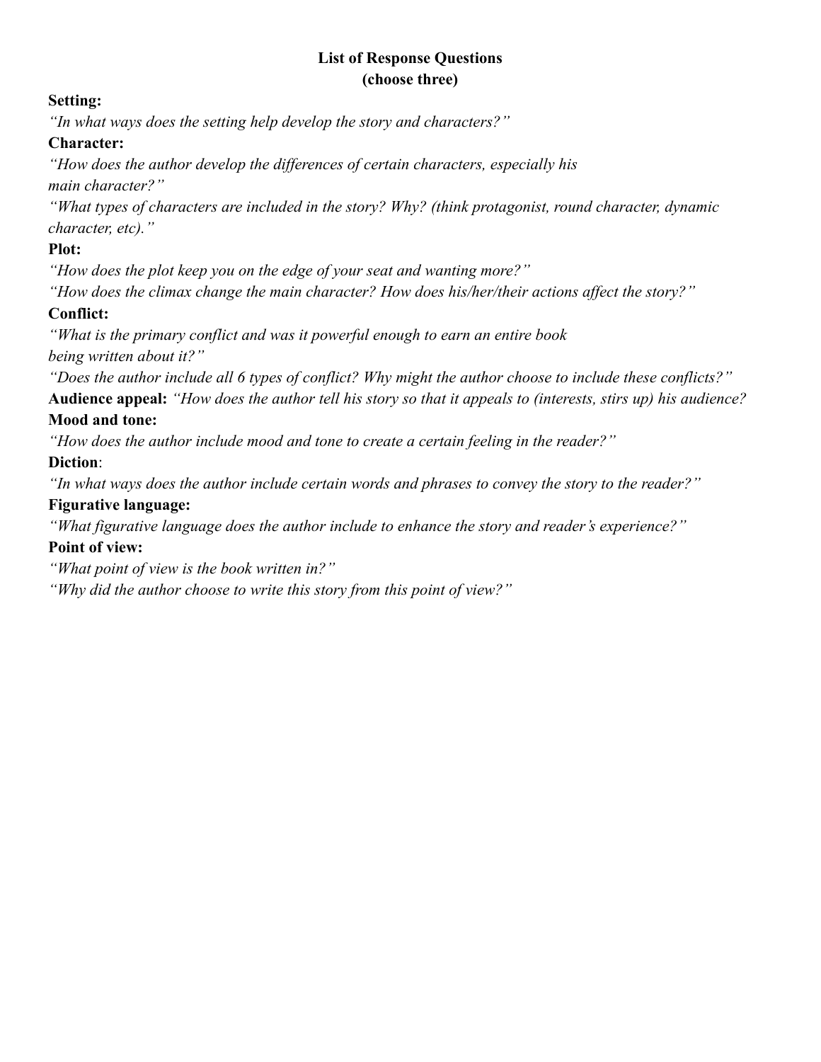**List of Response Questions**
**(choose three)**

**Setting:**

*"In what ways does the setting help develop the story and characters?"*

**Character:**

*"How does the author develop the differences of certain characters, especially his main character?"*

*"What types of characters are included in the story? Why? (think protagonist, round character, dynamic character, etc)."*

**Plot:**

*"How does the plot keep you on the edge of your seat and wanting more?"*

*"How does the climax change the main character? How does his/her/their actions affect the story?"*

**Conflict:**

*"What is the primary conflict and was it powerful enough to earn an entire book being written about it?"*

*"Does the author include all 6 types of conflict? Why might the author choose to include these conflicts?"*

**Audience appeal:** *"How does the author tell his story so that it appeals to (interests, stirs up) his audience?*

**Mood and tone:**

*"How does the author include mood and tone to create a certain feeling in the reader?"*

**Diction**:

*"In what ways does the author include certain words and phrases to convey the story to the reader?"*

**Figurative language:**

*"What figurative language does the author include to enhance the story and reader's experience?"*

**Point of view:**

*"What point of view is the book written in?"*

*"Why did the author choose to write this story from this point of view?"*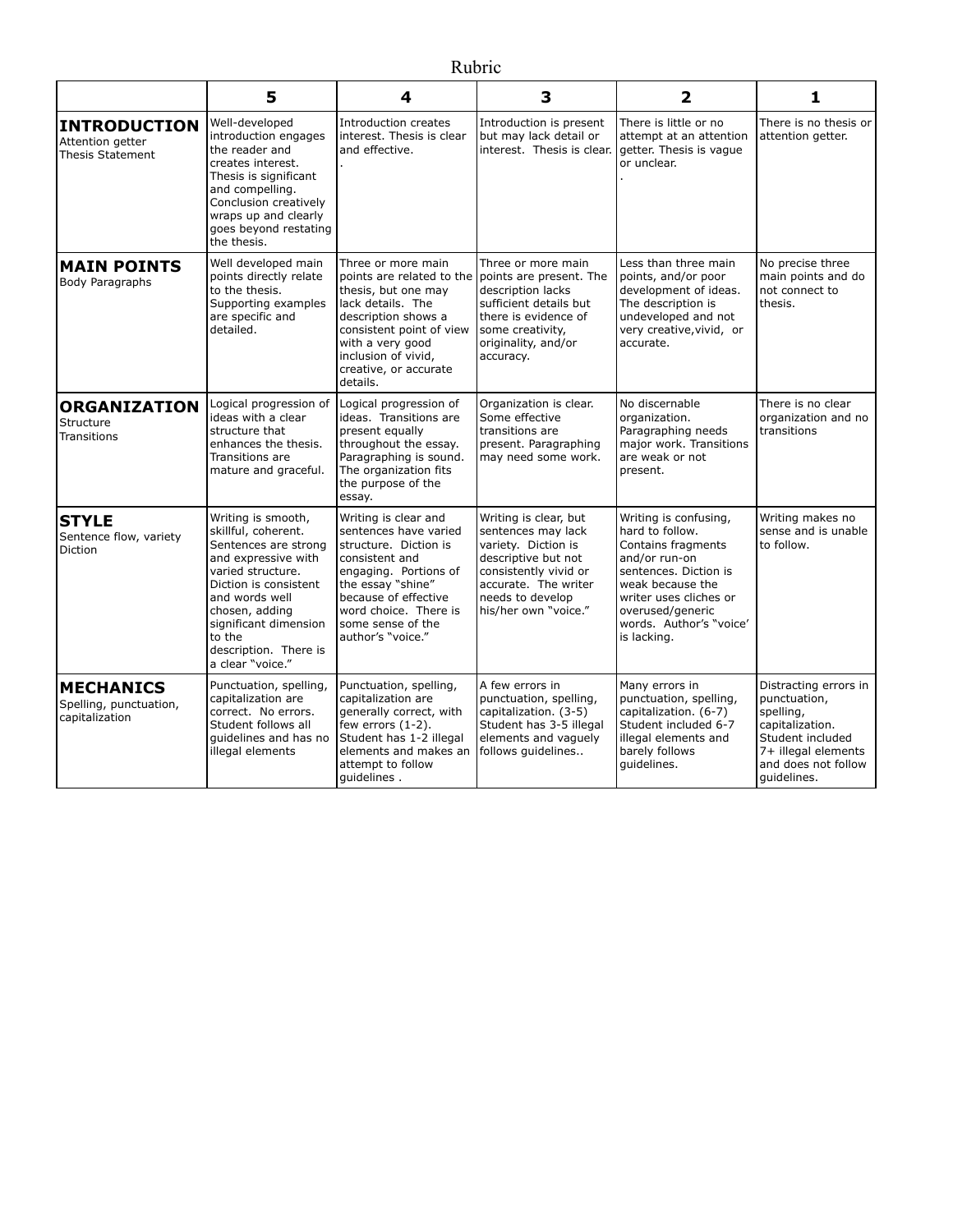# Rubric

| | 5 | 4 | 3 | 2 | 1 |
|---|---|---|---|---|---|
| **INTRODUCTION** Attention getter Thesis Statement | Well-developed introduction engages the reader and creates interest. Thesis is significant and compelling. Conclusion creatively wraps up and clearly goes beyond restating the thesis. | Introduction creates interest. Thesis is clear and effective. . | Introduction is present but may lack detail or interest. Thesis is clear. | There is little or no attempt at an attention getter. Thesis is vague or unclear. . | There is no thesis or attention getter. |
| **MAIN POINTS** Body Paragraphs | Well developed main points directly relate to the thesis. Supporting examples are specific and detailed. | Three or more main points are related to the thesis, but one may lack details. The description shows a consistent point of view with a very good inclusion of vivid, creative, or accurate details. | Three or more main points are present. The description lacks sufficient details but there is evidence of some creativity, originality, and/or accuracy. | Less than three main points, and/or poor development of ideas. The description is undeveloped and not very creative,vivid, or accurate. | No precise three main points and do not connect to thesis. |
| **ORGANIZATION** Structure Transitions | Logical progression of ideas with a clear structure that enhances the thesis. Transitions are mature and graceful. | Logical progression of ideas. Transitions are present equally throughout the essay. Paragraphing is sound. The organization fits the purpose of the essay. | Organization is clear. Some effective transitions are present. Paragraphing may need some work. | No discernable organization. Paragraphing needs major work. Transitions are weak or not present. | There is no clear organization and no transitions |
| **STYLE** Sentence flow, variety Diction | Writing is smooth, skillful, coherent. Sentences are strong and expressive with varied structure. Diction is consistent and words well chosen, adding significant dimension to the description. There is a clear "voice." | Writing is clear and sentences have varied structure. Diction is consistent and engaging. Portions of the essay "shine" because of effective word choice. There is some sense of the author's "voice." | Writing is clear, but sentences may lack variety. Diction is descriptive but not consistently vivid or accurate. The writer needs to develop his/her own "voice." | Writing is confusing, hard to follow. Contains fragments and/or run-on sentences. Diction is weak because the writer uses cliches or overused/generic words. Author's "voice' is lacking. | Writing makes no sense and is unable to follow. |
| **MECHANICS** Spelling, punctuation, capitalization | Punctuation, spelling, capitalization are correct. No errors. Student follows all guidelines and has no illegal elements | Punctuation, spelling, capitalization are generally correct, with few errors (1-2). Student has 1-2 illegal elements and makes an attempt to follow guidelines . | A few errors in punctuation, spelling, capitalization. (3-5) Student has 3-5 illegal elements and vaguely follows guidelines.. | Many errors in punctuation, spelling, capitalization. (6-7) Student included 6-7 illegal elements and barely follows guidelines. | Distracting errors in punctuation, spelling, capitalization. Student included 7+ illegal elements and does not follow guidelines. |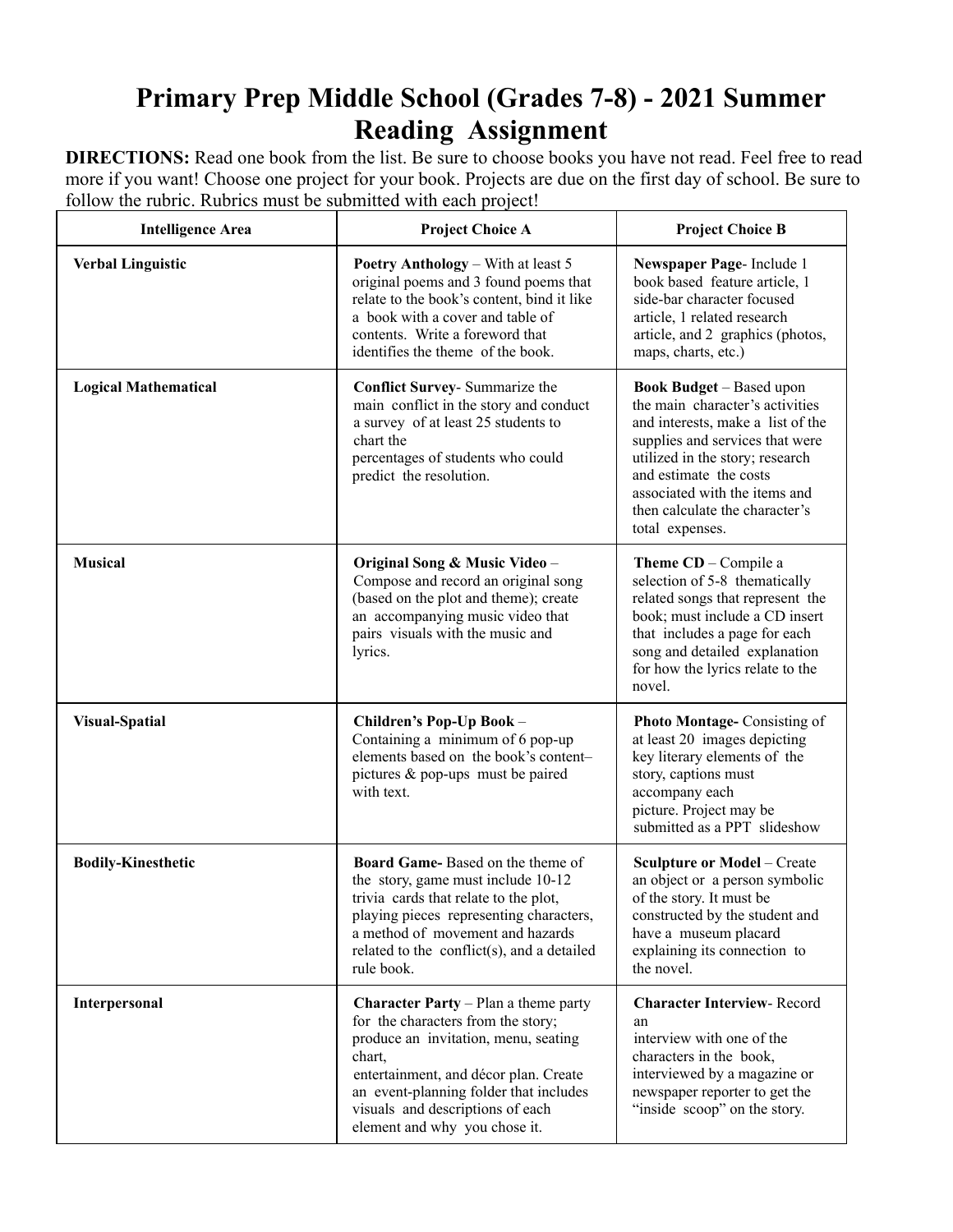# Primary Prep Middle School (Grades 7-8) - 2021 Summer Reading Assignment

**DIRECTIONS:** Read one book from the list. Be sure to choose books you have not read. Feel free to read more if you want! Choose one project for your book. Projects are due on the first day of school. Be sure to follow the rubric. Rubrics must be submitted with each project!

| Intelligence Area | Project Choice A | Project Choice B |
|---|---|---|
| **Verbal Linguistic** | **Poetry Anthology** – With at least 5 original poems and 3 found poems that relate to the book's content, bind it like a book with a cover and table of contents. Write a foreword that identifies the theme of the book. | **Newspaper Page**- Include 1 book based feature article, 1 side-bar character focused article, 1 related research article, and 2 graphics (photos, maps, charts, etc.) |
| **Logical Mathematical** | **Conflict Survey**- Summarize the main conflict in the story and conduct a survey of at least 25 students to chart the percentages of students who could predict the resolution. | **Book Budget** – Based upon the main character's activities and interests, make a list of the supplies and services that were utilized in the story; research and estimate the costs associated with the items and then calculate the character's total expenses. |
| **Musical** | **Original Song & Music Video** – Compose and record an original song (based on the plot and theme); create an accompanying music video that pairs visuals with the music and lyrics. | **Theme CD** – Compile a selection of 5-8 thematically related songs that represent the book; must include a CD insert that includes a page for each song and detailed explanation for how the lyrics relate to the novel. |
| **Visual-Spatial** | **Children's Pop-Up Book** – Containing a minimum of 6 pop-up elements based on the book's content– pictures & pop-ups must be paired with text. | **Photo Montage-** Consisting of at least 20 images depicting key literary elements of the story, captions must accompany each picture. Project may be submitted as a PPT slideshow |
| **Bodily-Kinesthetic** | **Board Game-** Based on the theme of the story, game must include 10-12 trivia cards that relate to the plot, playing pieces representing characters, a method of movement and hazards related to the conflict(s), and a detailed rule book. | **Sculpture or Model** – Create an object or a person symbolic of the story. It must be constructed by the student and have a museum placard explaining its connection to the novel. |
| **Interpersonal** | **Character Party** – Plan a theme party for the characters from the story; produce an invitation, menu, seating chart, entertainment, and décor plan. Create an event-planning folder that includes visuals and descriptions of each element and why you chose it. | **Character Interview**- Record an interview with one of the characters in the book, interviewed by a magazine or newspaper reporter to get the "inside scoop" on the story. |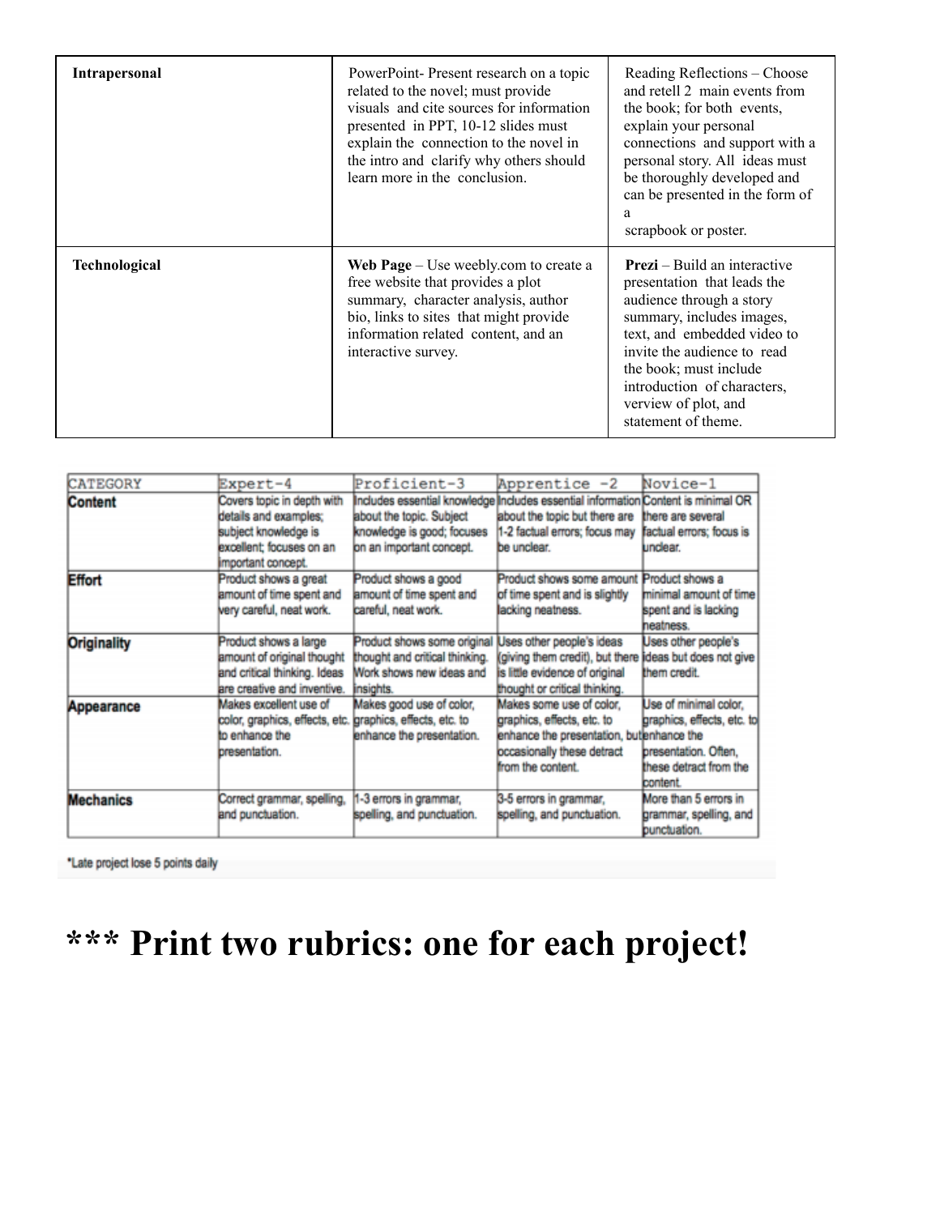| **Intrapersonal** | PowerPoint- Present research on a topic related to the novel; must provide visuals and cite sources for information presented in PPT, 10-12 slides must explain the connection to the novel in the intro and clarify why others should learn more in the conclusion. | Reading Reflections – Choose and retell 2 main events from the book; for both events, explain your personal connections and support with a personal story. All ideas must be thoroughly developed and can be presented in the form of a scrapbook or poster. |
|---|---|---|
| **Technological** | **Web Page** – Use weebly.com to create a free website that provides a plot summary, character analysis, author bio, links to sites that might provide information related content, and an interactive survey. | **Prezi** – Build an interactive presentation that leads the audience through a story summary, includes images, text, and embedded video to invite the audience to read the book; must include introduction of characters, verview of plot, and statement of theme. |

| CATEGORY | Expert-4 | Proficient-3 | Apprentice -2 | Novice-1 |
|---|---|---|---|---|
| **Content** | Covers topic in depth with details and examples; subject knowledge is excellent; focuses on an important concept. | Includes essential knowledge about the topic. Subject knowledge is good; focuses on an important concept. | Includes essential information about the topic but there are 1-2 factual errors; focus may be unclear. | Content is minimal OR there are several factual errors; focus is unclear. |
| **Effort** | Product shows a great amount of time spent and very careful, neat work. | Product shows a good amount of time spent and careful, neat work. | Product shows some amount of time spent and is slightly lacking neatness. | Product shows a minimal amount of time spent and is lacking neatness. |
| **Originality** | Product shows a large amount of original thought and critical thinking. Ideas are creative and inventive. | Product shows some original thought and critical thinking. Work shows new ideas and insights. | Uses other people's ideas (giving them credit), but there is little evidence of original thought or critical thinking. | Uses other people's ideas but does not give them credit. |
| **Appearance** | Makes excellent use of color, graphics, effects, etc. to enhance the presentation. | Makes good use of color, graphics, effects, etc. to enhance the presentation. | Makes some use of color, graphics, effects, etc. to enhance the presentation, but occasionally these detract from the content. | Use of minimal color, graphics, effects, etc. to enhance the presentation. Often, these detract from the content. |
| **Mechanics** | Correct grammar, spelling, and punctuation. | 1-3 errors in grammar, spelling, and punctuation. | 3-5 errors in grammar, spelling, and punctuation. | More than 5 errors in grammar, spelling, and punctuation. |

*Late project lose 5 points daily

# *** Print two rubrics: one for each project!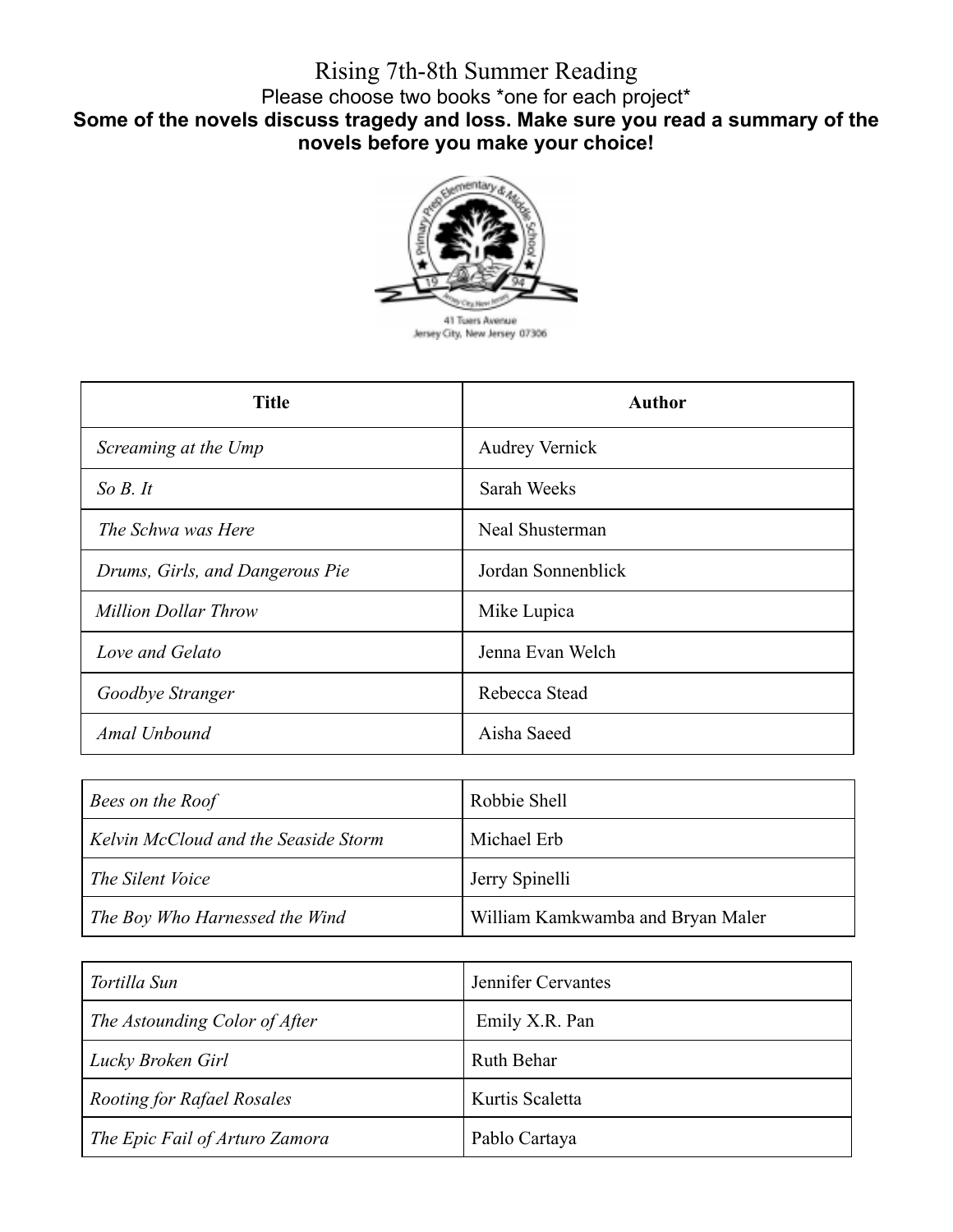# Rising 7th-8th Summer Reading

Please choose two books *one for each project*

**Some of the novels discuss tragedy and loss. Make sure you read a summary of the novels before you make your choice!**

Primary Prep Elementary & Middle School
1994
Jersey City, New Jersey
41 Tuers Avenue
Jersey City, New Jersey 07306

| Title | Author |
| --- | --- |
| *Screaming at the Ump* | Audrey Vernick |
| *So B. It* | Sarah Weeks |
| *The Schwa was Here* | Neal Shusterman |
| *Drums, Girls, and Dangerous Pie* | Jordan Sonnenblick |
| *Million Dollar Throw* | Mike Lupica |
| *Love and Gelato* | Jenna Evan Welch |
| *Goodbye Stranger* | Rebecca Stead |
| *Amal Unbound* | Aisha Saeed |
| *Bees on the Roof* | Robbie Shell |
| *Kelvin McCloud and the Seaside Storm* | Michael Erb |
| *The Silent Voice* | Jerry Spinelli |
| *The Boy Who Harnessed the Wind* | William Kamkwamba and Bryan Maler |
| *Tortilla Sun* | Jennifer Cervantes |
| *The Astounding Color of After* | Emily X.R. Pan |
| *Lucky Broken Girl* | Ruth Behar |
| *Rooting for Rafael Rosales* | Kurtis Scaletta |
| *The Epic Fail of Arturo Zamora* | Pablo Cartaya |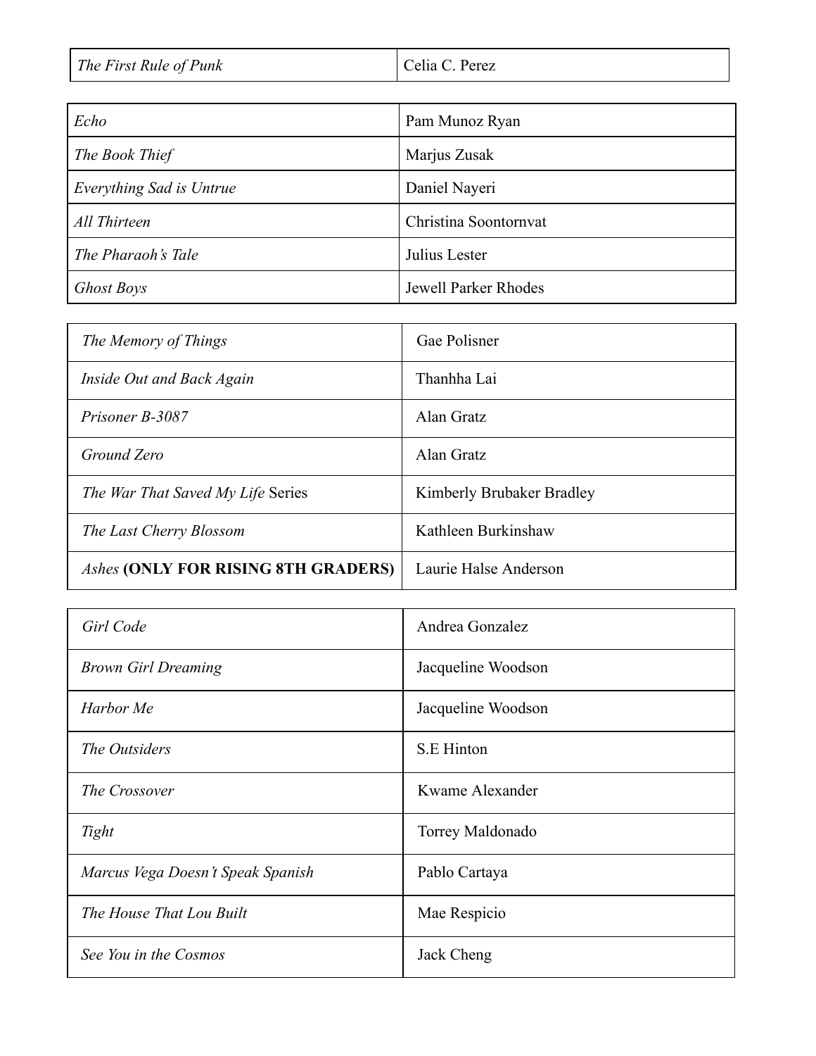| | |
|---|---|
| *The First Rule of Punk* | Celia C. Perez |

| | |
|---|---|
| *Echo* | Pam Munoz Ryan |
| *The Book Thief* | Marjus Zusak |
| *Everything Sad is Untrue* | Daniel Nayeri |
| *All Thirteen* | Christina Soontornvat |
| *The Pharaoh's Tale* | Julius Lester |
| *Ghost Boys* | Jewell Parker Rhodes |

| | |
|---|---|
| *The Memory of Things* | Gae Polisner |
| *Inside Out and Back Again* | Thanhha Lai |
| *Prisoner B-3087* | Alan Gratz |
| *Ground Zero* | Alan Gratz |
| *The War That Saved My Life* Series | Kimberly Brubaker Bradley |
| *The Last Cherry Blossom* | Kathleen Burkinshaw |
| *Ashes* **(ONLY FOR RISING 8TH GRADERS)** | Laurie Halse Anderson |

| | |
|---|---|
| *Girl Code* | Andrea Gonzalez |
| *Brown Girl Dreaming* | Jacqueline Woodson |
| *Harbor Me* | Jacqueline Woodson |
| *The Outsiders* | S.E Hinton |
| *The Crossover* | Kwame Alexander |
| *Tight* | Torrey Maldonado |
| *Marcus Vega Doesn't Speak Spanish* | Pablo Cartaya |
| *The House That Lou Built* | Mae Respicio |
| *See You in the Cosmos* | Jack Cheng |